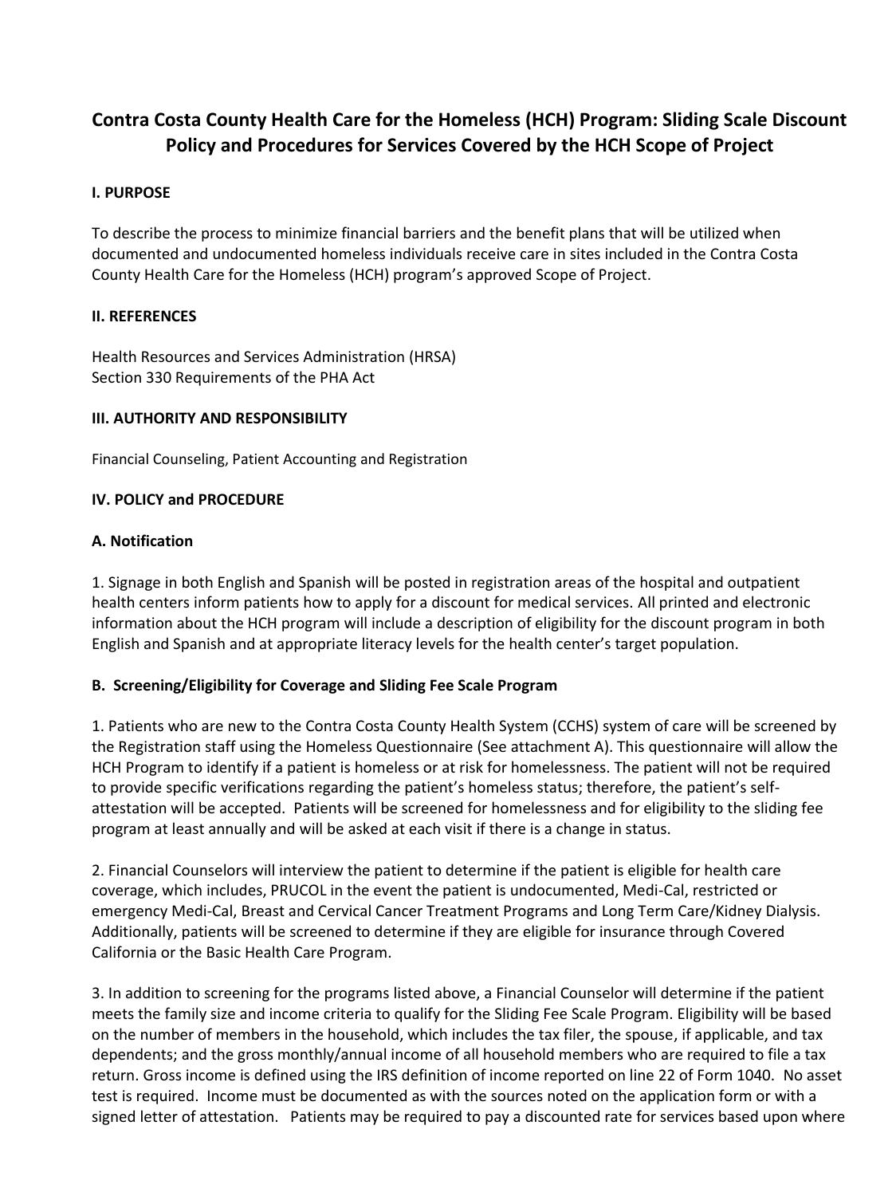# Contra Costa County Health Care for the Homeless (HCH) Program: Sliding Scale Discount Policy and Procedures for Services Covered by the HCH Scope of Project

## I. PURPOSE

To describe the process to minimize financial barriers and the benefit plans that will be utilized when documented and undocumented homeless individuals receive care in sites included in the Contra Costa County Health Care for the Homeless (HCH) program's approved Scope of Project.

## II. REFERENCES

Health Resources and Services Administration (HRSA)
Section 330 Requirements of the PHA Act

## III. AUTHORITY AND RESPONSIBILITY

Financial Counseling, Patient Accounting and Registration

## IV. POLICY and PROCEDURE

### A. Notification

1. Signage in both English and Spanish will be posted in registration areas of the hospital and outpatient health centers inform patients how to apply for a discount for medical services. All printed and electronic information about the HCH program will include a description of eligibility for the discount program in both English and Spanish and at appropriate literacy levels for the health center's target population.

### B. Screening/Eligibility for Coverage and Sliding Fee Scale Program

1. Patients who are new to the Contra Costa County Health System (CCHS) system of care will be screened by the Registration staff using the Homeless Questionnaire (See attachment A). This questionnaire will allow the HCH Program to identify if a patient is homeless or at risk for homelessness. The patient will not be required to provide specific verifications regarding the patient's homeless status; therefore, the patient's self-attestation will be accepted. Patients will be screened for homelessness and for eligibility to the sliding fee program at least annually and will be asked at each visit if there is a change in status.

2. Financial Counselors will interview the patient to determine if the patient is eligible for health care coverage, which includes, PRUCOL in the event the patient is undocumented, Medi-Cal, restricted or emergency Medi-Cal, Breast and Cervical Cancer Treatment Programs and Long Term Care/Kidney Dialysis. Additionally, patients will be screened to determine if they are eligible for insurance through Covered California or the Basic Health Care Program.

3. In addition to screening for the programs listed above, a Financial Counselor will determine if the patient meets the family size and income criteria to qualify for the Sliding Fee Scale Program. Eligibility will be based on the number of members in the household, which includes the tax filer, the spouse, if applicable, and tax dependents; and the gross monthly/annual income of all household members who are required to file a tax return. Gross income is defined using the IRS definition of income reported on line 22 of Form 1040. No asset test is required. Income must be documented as with the sources noted on the application form or with a signed letter of attestation. Patients may be required to pay a discounted rate for services based upon where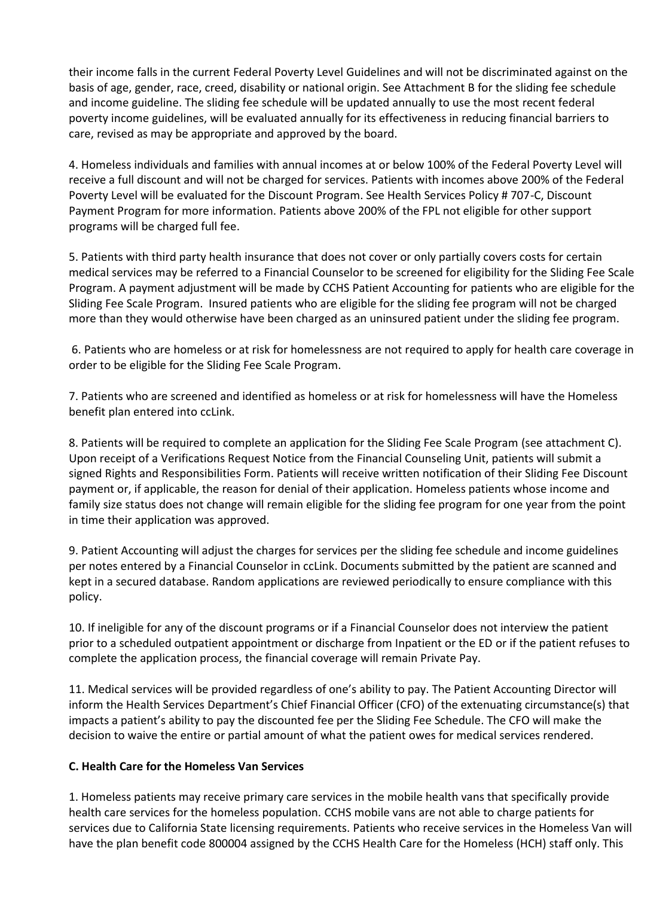their income falls in the current Federal Poverty Level Guidelines and will not be discriminated against on the basis of age, gender, race, creed, disability or national origin. See Attachment B for the sliding fee schedule and income guideline. The sliding fee schedule will be updated annually to use the most recent federal poverty income guidelines, will be evaluated annually for its effectiveness in reducing financial barriers to care, revised as may be appropriate and approved by the board.

4. Homeless individuals and families with annual incomes at or below 100% of the Federal Poverty Level will receive a full discount and will not be charged for services. Patients with incomes above 200% of the Federal Poverty Level will be evaluated for the Discount Program. See Health Services Policy # 707-C, Discount Payment Program for more information. Patients above 200% of the FPL not eligible for other support programs will be charged full fee.

5. Patients with third party health insurance that does not cover or only partially covers costs for certain medical services may be referred to a Financial Counselor to be screened for eligibility for the Sliding Fee Scale Program. A payment adjustment will be made by CCHS Patient Accounting for patients who are eligible for the Sliding Fee Scale Program. Insured patients who are eligible for the sliding fee program will not be charged more than they would otherwise have been charged as an uninsured patient under the sliding fee program.

6. Patients who are homeless or at risk for homelessness are not required to apply for health care coverage in order to be eligible for the Sliding Fee Scale Program.

7. Patients who are screened and identified as homeless or at risk for homelessness will have the Homeless benefit plan entered into ccLink.

8. Patients will be required to complete an application for the Sliding Fee Scale Program (see attachment C). Upon receipt of a Verifications Request Notice from the Financial Counseling Unit, patients will submit a signed Rights and Responsibilities Form. Patients will receive written notification of their Sliding Fee Discount payment or, if applicable, the reason for denial of their application. Homeless patients whose income and family size status does not change will remain eligible for the sliding fee program for one year from the point in time their application was approved.

9. Patient Accounting will adjust the charges for services per the sliding fee schedule and income guidelines per notes entered by a Financial Counselor in ccLink. Documents submitted by the patient are scanned and kept in a secured database. Random applications are reviewed periodically to ensure compliance with this policy.

10. If ineligible for any of the discount programs or if a Financial Counselor does not interview the patient prior to a scheduled outpatient appointment or discharge from Inpatient or the ED or if the patient refuses to complete the application process, the financial coverage will remain Private Pay.

11. Medical services will be provided regardless of one's ability to pay. The Patient Accounting Director will inform the Health Services Department's Chief Financial Officer (CFO) of the extenuating circumstance(s) that impacts a patient's ability to pay the discounted fee per the Sliding Fee Schedule. The CFO will make the decision to waive the entire or partial amount of what the patient owes for medical services rendered.

**C. Health Care for the Homeless Van Services**

1. Homeless patients may receive primary care services in the mobile health vans that specifically provide health care services for the homeless population. CCHS mobile vans are not able to charge patients for services due to California State licensing requirements. Patients who receive services in the Homeless Van will have the plan benefit code 800004 assigned by the CCHS Health Care for the Homeless (HCH) staff only. This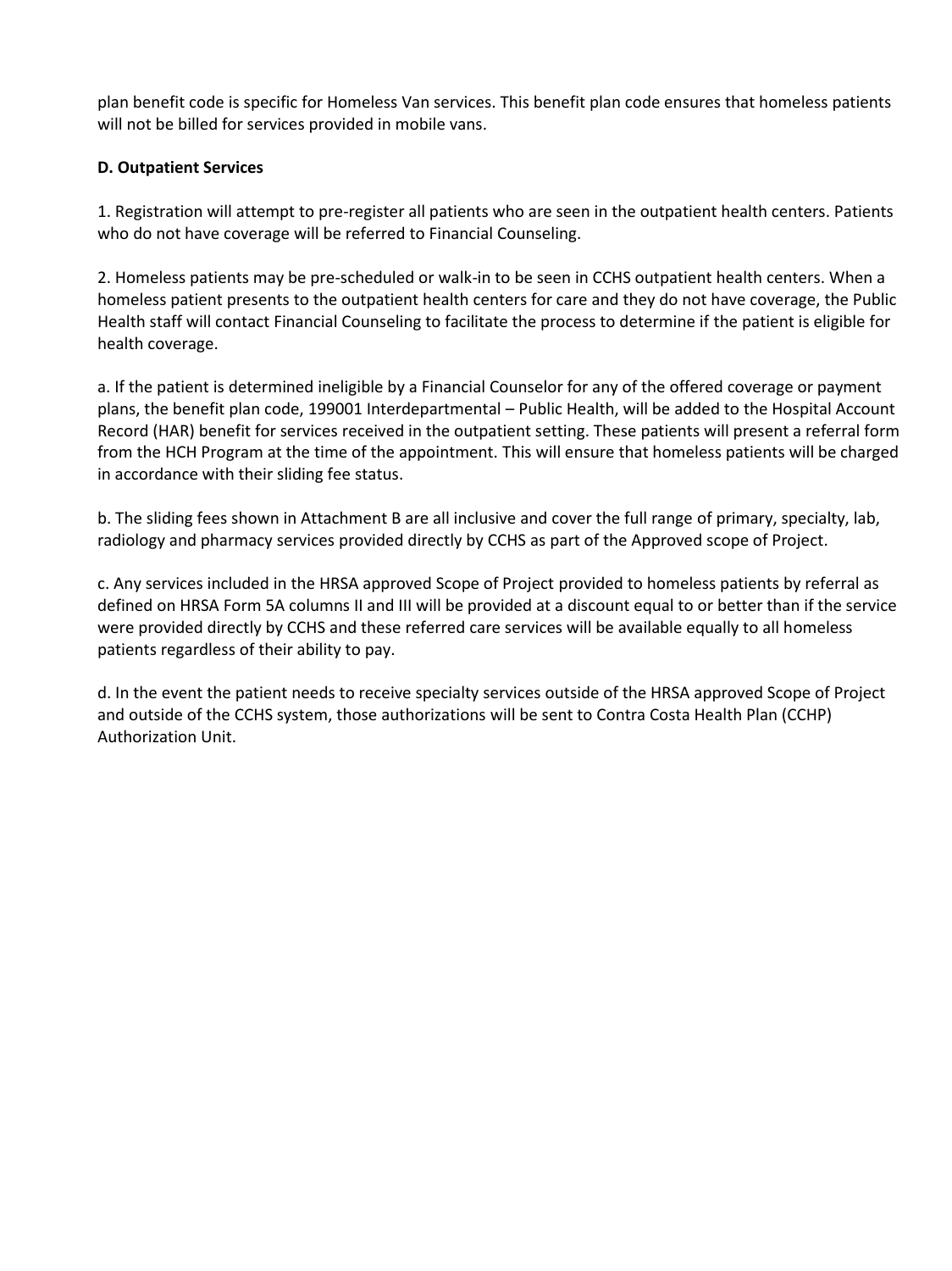plan benefit code is specific for Homeless Van services. This benefit plan code ensures that homeless patients will not be billed for services provided in mobile vans.

**D. Outpatient Services**

1. Registration will attempt to pre-register all patients who are seen in the outpatient health centers. Patients who do not have coverage will be referred to Financial Counseling.

2. Homeless patients may be pre-scheduled or walk-in to be seen in CCHS outpatient health centers. When a homeless patient presents to the outpatient health centers for care and they do not have coverage, the Public Health staff will contact Financial Counseling to facilitate the process to determine if the patient is eligible for health coverage.

a. If the patient is determined ineligible by a Financial Counselor for any of the offered coverage or payment plans, the benefit plan code, 199001 Interdepartmental – Public Health, will be added to the Hospital Account Record (HAR) benefit for services received in the outpatient setting. These patients will present a referral form from the HCH Program at the time of the appointment. This will ensure that homeless patients will be charged in accordance with their sliding fee status.

b. The sliding fees shown in Attachment B are all inclusive and cover the full range of primary, specialty, lab, radiology and pharmacy services provided directly by CCHS as part of the Approved scope of Project.

c. Any services included in the HRSA approved Scope of Project provided to homeless patients by referral as defined on HRSA Form 5A columns II and III will be provided at a discount equal to or better than if the service were provided directly by CCHS and these referred care services will be available equally to all homeless patients regardless of their ability to pay.

d. In the event the patient needs to receive specialty services outside of the HRSA approved Scope of Project and outside of the CCHS system, those authorizations will be sent to Contra Costa Health Plan (CCHP) Authorization Unit.